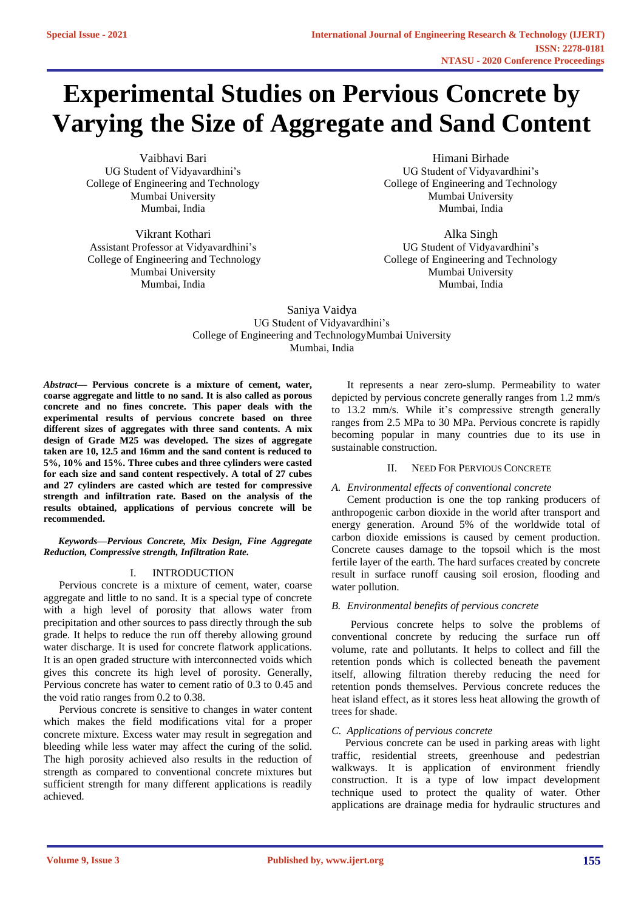# Experimental Studies on Pervious Concrete by Varying the Size of Aggregate and Sand Content

Vaibhavi Bari
UG Student of Vidyavardhini's
College of Engineering and Technology
Mumbai University
Mumbai, India

Himani Birhade
UG Student of Vidyavardhini's
College of Engineering and Technology
Mumbai University
Mumbai, India

Vikrant Kothari
Assistant Professor at Vidyavardhini's
College of Engineering and Technology
Mumbai University
Mumbai, India

Alka Singh
UG Student of Vidyavardhini's
College of Engineering and Technology
Mumbai University
Mumbai, India

Saniya Vaidya
UG Student of Vidyavardhini's
College of Engineering and TechnologyMumbai University
Mumbai, India

***Abstract*— Pervious concrete is a mixture of cement, water, coarse aggregate and little to no sand. It is also called as porous concrete and no fines concrete. This paper deals with the experimental results of pervious concrete based on three different sizes of aggregates with three sand contents. A mix design of Grade M25 was developed. The sizes of aggregate taken are 10, 12.5 and 16mm and the sand content is reduced to 5%, 10% and 15%. Three cubes and three cylinders were casted for each size and sand content respectively. A total of 27 cubes and 27 cylinders are casted which are tested for compressive strength and infiltration rate. Based on the analysis of the results obtained, applications of pervious concrete will be recommended.**

***Keywords—Pervious Concrete, Mix Design, Fine Aggregate Reduction, Compressive strength, Infiltration Rate.***

## I. INTRODUCTION

Pervious concrete is a mixture of cement, water, coarse aggregate and little to no sand. It is a special type of concrete with a high level of porosity that allows water from precipitation and other sources to pass directly through the sub grade. It helps to reduce the run off thereby allowing ground water discharge. It is used for concrete flatwork applications. It is an open graded structure with interconnected voids which gives this concrete its high level of porosity. Generally, Pervious concrete has water to cement ratio of 0.3 to 0.45 and the void ratio ranges from 0.2 to 0.38.

Pervious concrete is sensitive to changes in water content which makes the field modifications vital for a proper concrete mixture. Excess water may result in segregation and bleeding while less water may affect the curing of the solid. The high porosity achieved also results in the reduction of strength as compared to conventional concrete mixtures but sufficient strength for many different applications is readily achieved.

It represents a near zero-slump. Permeability to water depicted by pervious concrete generally ranges from 1.2 mm/s to 13.2 mm/s. While it's compressive strength generally ranges from 2.5 MPa to 30 MPa. Pervious concrete is rapidly becoming popular in many countries due to its use in sustainable construction.

## II. NEED FOR PERVIOUS CONCRETE

### *A. Environmental effects of conventional concrete*

Cement production is one the top ranking producers of anthropogenic carbon dioxide in the world after transport and energy generation. Around 5% of the worldwide total of carbon dioxide emissions is caused by cement production. Concrete causes damage to the topsoil which is the most fertile layer of the earth. The hard surfaces created by concrete result in surface runoff causing soil erosion, flooding and water pollution.

### *B. Environmental benefits of pervious concrete*

Pervious concrete helps to solve the problems of conventional concrete by reducing the surface run off volume, rate and pollutants. It helps to collect and fill the retention ponds which is collected beneath the pavement itself, allowing filtration thereby reducing the need for retention ponds themselves. Pervious concrete reduces the heat island effect, as it stores less heat allowing the growth of trees for shade.

### *C. Applications of pervious concrete*

Pervious concrete can be used in parking areas with light traffic, residential streets, greenhouse and pedestrian walkways. It is application of environment friendly construction. It is a type of low impact development technique used to protect the quality of water. Other applications are drainage media for hydraulic structures and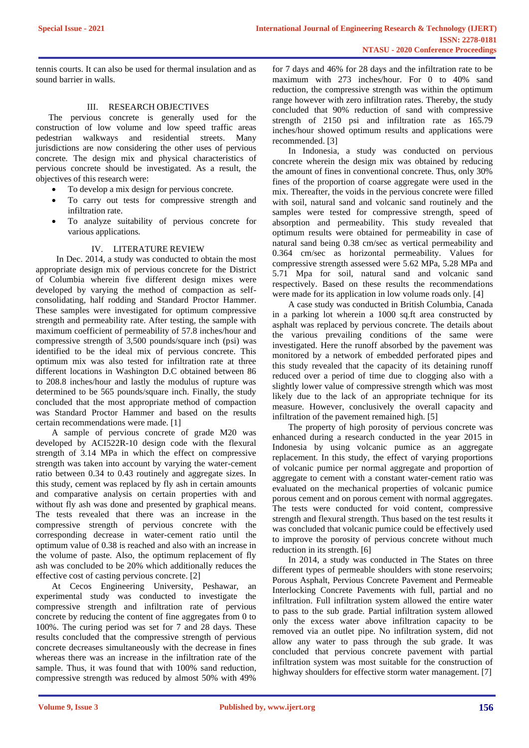tennis courts. It can also be used for thermal insulation and as sound barrier in walls.

## III. RESEARCH OBJECTIVES

The pervious concrete is generally used for the construction of low volume and low speed traffic areas pedestrian walkways and residential streets. Many jurisdictions are now considering the other uses of pervious concrete. The design mix and physical characteristics of pervious concrete should be investigated. As a result, the objectives of this research were:

- To develop a mix design for pervious concrete.
- To carry out tests for compressive strength and infiltration rate.
- To analyze suitability of pervious concrete for various applications.

## IV. LITERATURE REVIEW

In Dec. 2014, a study was conducted to obtain the most appropriate design mix of pervious concrete for the District of Columbia wherein five different design mixes were developed by varying the method of compaction as self-consolidating, half rodding and Standard Proctor Hammer. These samples were investigated for optimum compressive strength and permeability rate. After testing, the sample with maximum coefficient of permeability of 57.8 inches/hour and compressive strength of 3,500 pounds/square inch (psi) was identified to be the ideal mix of pervious concrete. This optimum mix was also tested for infiltration rate at three different locations in Washington D.C obtained between 86 to 208.8 inches/hour and lastly the modulus of rupture was determined to be 565 pounds/square inch. Finally, the study concluded that the most appropriate method of compaction was Standard Proctor Hammer and based on the results certain recommendations were made. [1]

A sample of pervious concrete of grade M20 was developed by ACI522R-10 design code with the flexural strength of 3.14 MPa in which the effect on compressive strength was taken into account by varying the water-cement ratio between 0.34 to 0.43 routinely and aggregate sizes. In this study, cement was replaced by fly ash in certain amounts and comparative analysis on certain properties with and without fly ash was done and presented by graphical means. The tests revealed that there was an increase in the compressive strength of pervious concrete with the corresponding decrease in water-cement ratio until the optimum value of 0.38 is reached and also with an increase in the volume of paste. Also, the optimum replacement of fly ash was concluded to be 20% which additionally reduces the effective cost of casting pervious concrete. [2]

At Cecos Engineering University, Peshawar, an experimental study was conducted to investigate the compressive strength and infiltration rate of pervious concrete by reducing the content of fine aggregates from 0 to 100%. The curing period was set for 7 and 28 days. These results concluded that the compressive strength of pervious concrete decreases simultaneously with the decrease in fines whereas there was an increase in the infiltration rate of the sample. Thus, it was found that with 100% sand reduction, compressive strength was reduced by almost 50% with 49% for 7 days and 46% for 28 days and the infiltration rate to be maximum with 273 inches/hour. For 0 to 40% sand reduction, the compressive strength was within the optimum range however with zero infiltration rates. Thereby, the study concluded that 90% reduction of sand with compressive strength of 2150 psi and infiltration rate as 165.79 inches/hour showed optimum results and applications were recommended. [3]

In Indonesia, a study was conducted on pervious concrete wherein the design mix was obtained by reducing the amount of fines in conventional concrete. Thus, only 30% fines of the proportion of coarse aggregate were used in the mix. Thereafter, the voids in the pervious concrete were filled with soil, natural sand and volcanic sand routinely and the samples were tested for compressive strength, speed of absorption and permeability. This study revealed that optimum results were obtained for permeability in case of natural sand being 0.38 cm/sec as vertical permeability and 0.364 cm/sec as horizontal permeability. Values for compressive strength assessed were 5.62 MPa, 5.28 MPa and 5.71 Mpa for soil, natural sand and volcanic sand respectively. Based on these results the recommendations were made for its application in low volume roads only. [4]

A case study was conducted in British Columbia, Canada in a parking lot wherein a 1000 sq.ft area constructed by asphalt was replaced by pervious concrete. The details about the various prevailing conditions of the same were investigated. Here the runoff absorbed by the pavement was monitored by a network of embedded perforated pipes and this study revealed that the capacity of its detaining runoff reduced over a period of time due to clogging also with a slightly lower value of compressive strength which was most likely due to the lack of an appropriate technique for its measure. However, conclusively the overall capacity and infiltration of the pavement remained high. [5]

The property of high porosity of pervious concrete was enhanced during a research conducted in the year 2015 in Indonesia by using volcanic pumice as an aggregate replacement. In this study, the effect of varying proportions of volcanic pumice per normal aggregate and proportion of aggregate to cement with a constant water-cement ratio was evaluated on the mechanical properties of volcanic pumice porous cement and on porous cement with normal aggregates. The tests were conducted for void content, compressive strength and flexural strength. Thus based on the test results it was concluded that volcanic pumice could be effectively used to improve the porosity of pervious concrete without much reduction in its strength. [6]

In 2014, a study was conducted in The States on three different types of permeable shoulders with stone reservoirs; Porous Asphalt, Pervious Concrete Pavement and Permeable Interlocking Concrete Pavements with full, partial and no infiltration. Full infiltration system allowed the entire water to pass to the sub grade. Partial infiltration system allowed only the excess water above infiltration capacity to be removed via an outlet pipe. No infiltration system, did not allow any water to pass through the sub grade. It was concluded that pervious concrete pavement with partial infiltration system was most suitable for the construction of highway shoulders for effective storm water management. [7]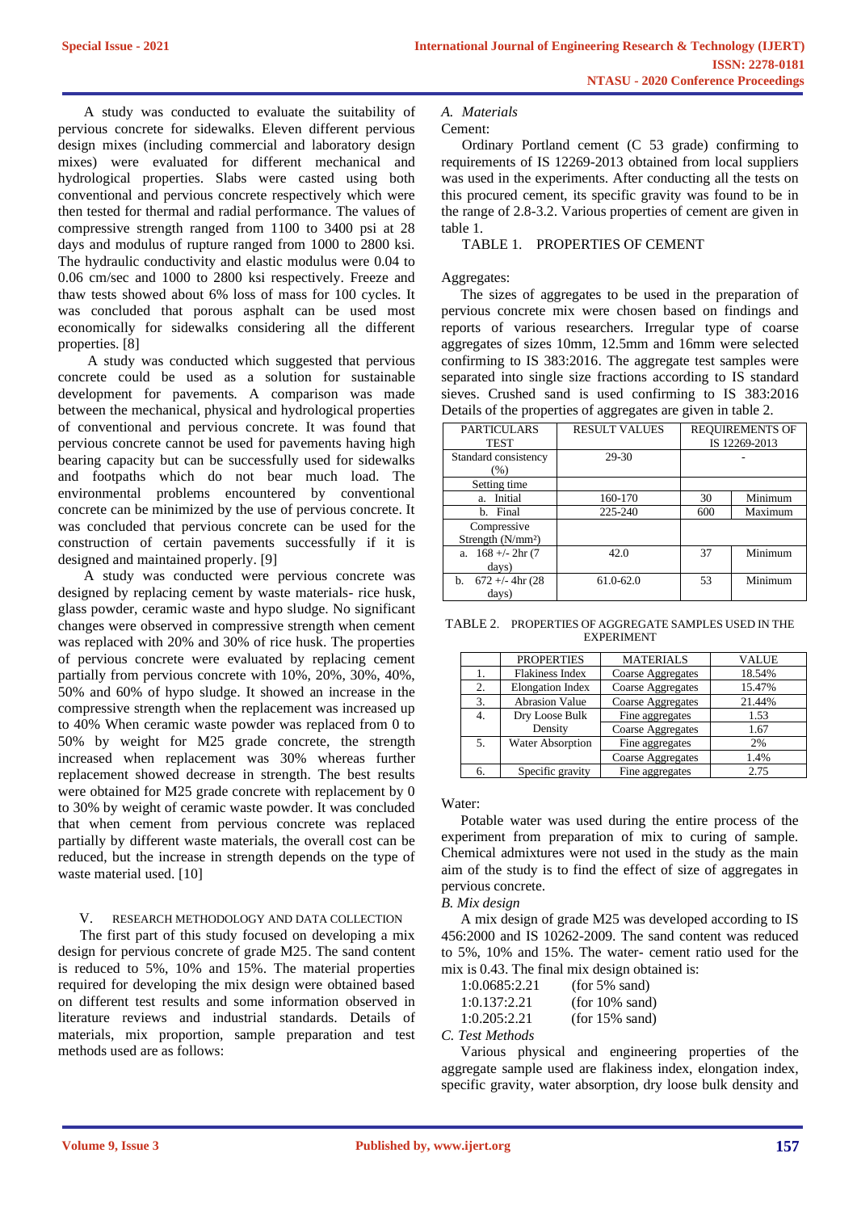A study was conducted to evaluate the suitability of pervious concrete for sidewalks. Eleven different pervious design mixes (including commercial and laboratory design mixes) were evaluated for different mechanical and hydrological properties. Slabs were casted using both conventional and pervious concrete respectively which were then tested for thermal and radial performance. The values of compressive strength ranged from 1100 to 3400 psi at 28 days and modulus of rupture ranged from 1000 to 2800 ksi. The hydraulic conductivity and elastic modulus were 0.04 to 0.06 cm/sec and 1000 to 2800 ksi respectively. Freeze and thaw tests showed about 6% loss of mass for 100 cycles. It was concluded that porous asphalt can be used most economically for sidewalks considering all the different properties. [8]

A study was conducted which suggested that pervious concrete could be used as a solution for sustainable development for pavements. A comparison was made between the mechanical, physical and hydrological properties of conventional and pervious concrete. It was found that pervious concrete cannot be used for pavements having high bearing capacity but can be successfully used for sidewalks and footpaths which do not bear much load. The environmental problems encountered by conventional concrete can be minimized by the use of pervious concrete. It was concluded that pervious concrete can be used for the construction of certain pavements successfully if it is designed and maintained properly. [9]

A study was conducted were pervious concrete was designed by replacing cement by waste materials- rice husk, glass powder, ceramic waste and hypo sludge. No significant changes were observed in compressive strength when cement was replaced with 20% and 30% of rice husk. The properties of pervious concrete were evaluated by replacing cement partially from pervious concrete with 10%, 20%, 30%, 40%, 50% and 60% of hypo sludge. It showed an increase in the compressive strength when the replacement was increased up to 40% When ceramic waste powder was replaced from 0 to 50% by weight for M25 grade concrete, the strength increased when replacement was 30% whereas further replacement showed decrease in strength. The best results were obtained for M25 grade concrete with replacement by 0 to 30% by weight of ceramic waste powder. It was concluded that when cement from pervious concrete was replaced partially by different waste materials, the overall cost can be reduced, but the increase in strength depends on the type of waste material used. [10]

## V. RESEARCH METHODOLOGY AND DATA COLLECTION

The first part of this study focused on developing a mix design for pervious concrete of grade M25. The sand content is reduced to 5%, 10% and 15%. The material properties required for developing the mix design were obtained based on different test results and some information observed in literature reviews and industrial standards. Details of materials, mix proportion, sample preparation and test methods used are as follows:

### *A. Materials*

Cement:

Ordinary Portland cement (C 53 grade) confirming to requirements of IS 12269-2013 obtained from local suppliers was used in the experiments. After conducting all the tests on this procured cement, its specific gravity was found to be in the range of 2.8-3.2. Various properties of cement are given in table 1.

TABLE 1. PROPERTIES OF CEMENT

| PARTICULARS TEST | RESULT VALUES | REQUIREMENTS OF IS 12269-2013 | |
|---|---|---|---|
| Standard consistency (%) | 29-30 | - | |
| Setting time | | | |
| a. Initial | 160-170 | 30 | Minimum |
| b. Final | 225-240 | 600 | Maximum |
| Compressive Strength (N/mm²) | | | |
| a. 168 +/- 2hr (7 days) | 42.0 | 37 | Minimum |
| b. 672 +/- 4hr (28 days) | 61.0-62.0 | 53 | Minimum |

Aggregates:

The sizes of aggregates to be used in the preparation of pervious concrete mix were chosen based on findings and reports of various researchers. Irregular type of coarse aggregates of sizes 10mm, 12.5mm and 16mm were selected confirming to IS 383:2016. The aggregate test samples were separated into single size fractions according to IS standard sieves. Crushed sand is used confirming to IS 383:2016 Details of the properties of aggregates are given in table 2.

TABLE 2. PROPERTIES OF AGGREGATE SAMPLES USED IN THE EXPERIMENT

| | PROPERTIES | MATERIALS | VALUE |
|---|---|---|---|
| 1. | Flakiness Index | Coarse Aggregates | 18.54% |
| 2. | Elongation Index | Coarse Aggregates | 15.47% |
| 3. | Abrasion Value | Coarse Aggregates | 21.44% |
| 4. | Dry Loose Bulk Density | Fine aggregates | 1.53 |
| | | Coarse Aggregates | 1.67 |
| 5. | Water Absorption | Fine aggregates | 2% |
| | | Coarse Aggregates | 1.4% |
| 6. | Specific gravity | Fine aggregates | 2.75 |

Water:

Potable water was used during the entire process of the experiment from preparation of mix to curing of sample. Chemical admixtures were not used in the study as the main aim of the study is to find the effect of size of aggregates in pervious concrete.

### *B. Mix design*

A mix design of grade M25 was developed according to IS 456:2000 and IS 10262-2009. The sand content was reduced to 5%, 10% and 15%. The water- cement ratio used for the mix is 0.43. The final mix design obtained is:

1:0.0685:2.21 (for 5% sand)
1:0.137:2.21 (for 10% sand)
1:0.205:2.21 (for 15% sand)

### *C. Test Methods*

Various physical and engineering properties of the aggregate sample used are flakiness index, elongation index, specific gravity, water absorption, dry loose bulk density and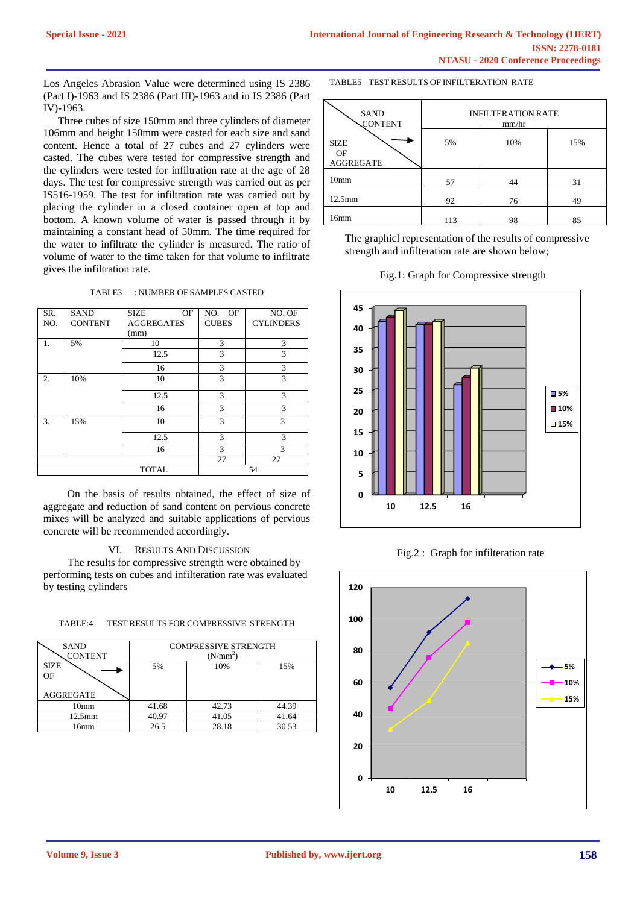Los Angeles Abrasion Value were determined using IS 2386 (Part I)-1963 and IS 2386 (Part III)-1963 and in IS 2386 (Part IV)-1963.

Three cubes of size 150mm and three cylinders of diameter 106mm and height 150mm were casted for each size and sand content. Hence a total of 27 cubes and 27 cylinders were casted. The cubes were tested for compressive strength and the cylinders were tested for infiltration rate at the age of 28 days. The test for compressive strength was carried out as per IS516-1959. The test for infiltration rate was carried out by placing the cylinder in a closed container open at top and bottom. A known volume of water is passed through it by maintaining a constant head of 50mm. The time required for the water to infiltrate the cylinder is measured. The ratio of volume of water to the time taken for that volume to infiltrate gives the infiltration rate.

TABLE3 : NUMBER OF SAMPLES CASTED

| SR. NO. | SAND CONTENT | SIZE OF AGGREGATES (mm) | NO. OF CUBES | NO. OF CYLINDERS |
|---|---|---|---|---|
| 1. | 5% | 10 | 3 | 3 |
| | | 12.5 | 3 | 3 |
| | | 16 | 3 | 3 |
| 2. | 10% | 10 | 3 | 3 |
| | | 12.5 | 3 | 3 |
| | | 16 | 3 | 3 |
| 3. | 15% | 10 | 3 | 3 |
| | | 12.5 | 3 | 3 |
| | | 16 | 3 | 3 |
| | | | 27 | 27 |
| TOTAL | | | 54 | |

On the basis of results obtained, the effect of size of aggregate and reduction of sand content on pervious concrete mixes will be analyzed and suitable applications of pervious concrete will be recommended accordingly.

## VI. Results And Discussion

The results for compressive strength were obtained by performing tests on cubes and infiltration rate was evaluated by testing cylinders

TABLE:4 TEST RESULTS FOR COMPRESSIVE STRENGTH

| SAND CONTENT → / SIZE OF AGGREGATE | COMPRESSIVE STRENGTH ($N/mm^2$) | | |
|---|---|---|---|
| | 5% | 10% | 15% |
| 10mm | 41.68 | 42.73 | 44.39 |
| 12.5mm | 40.97 | 41.05 | 41.64 |
| 16mm | 26.5 | 28.18 | 30.53 |

TABLE5 TEST RESULTS OF INFILTERATION RATE

| SAND CONTENT → / SIZE OF AGGREGATE | INFILTERATION RATE mm/hr | | |
|---|---|---|---|
| | 5% | 10% | 15% |
| 10mm | 57 | 44 | 31 |
| 12.5mm | 92 | 76 | 49 |
| 16mm | 113 | 98 | 85 |

The graphicl representation of the results of compressive strength and infilteration rate are shown below;

Fig.1: Graph for Compressive strength

Fig.2 : Graph for infilteration rate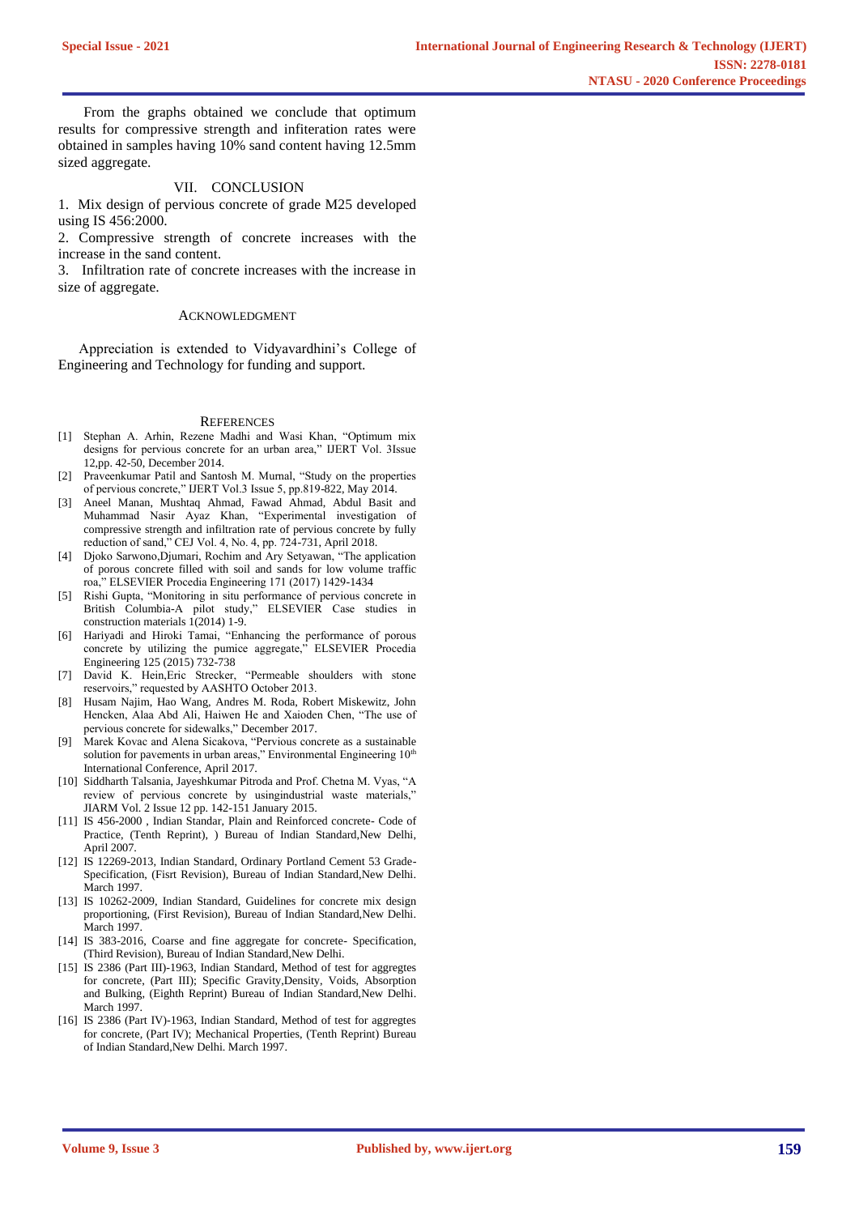From the graphs obtained we conclude that optimum results for compressive strength and infiteration rates were obtained in samples having 10% sand content having 12.5mm sized aggregate.

## VII. CONCLUSION

1. Mix design of pervious concrete of grade M25 developed using IS 456:2000.
2. Compressive strength of concrete increases with the increase in the sand content.
3. Infiltration rate of concrete increases with the increase in size of aggregate.

## ACKNOWLEDGMENT

Appreciation is extended to Vidyavardhini's College of Engineering and Technology for funding and support.

## REFERENCES

[1] Stephan A. Arhin, Rezene Madhi and Wasi Khan, "Optimum mix designs for pervious concrete for an urban area," IJERT Vol. 3Issue 12,pp. 42-50, December 2014.

[2] Praveenkumar Patil and Santosh M. Murnal, "Study on the properties of pervious concrete," IJERT Vol.3 Issue 5, pp.819-822, May 2014.

[3] Aneel Manan, Mushtaq Ahmad, Fawad Ahmad, Abdul Basit and Muhammad Nasir Ayaz Khan, "Experimental investigation of compressive strength and infiltration rate of pervious concrete by fully reduction of sand," CEJ Vol. 4, No. 4, pp. 724-731, April 2018.

[4] Djoko Sarwono,Djumari, Rochim and Ary Setyawan, "The application of porous concrete filled with soil and sands for low volume traffic roa," ELSEVIER Procedia Engineering 171 (2017) 1429-1434

[5] Rishi Gupta, "Monitoring in situ performance of pervious concrete in British Columbia-A pilot study," ELSEVIER Case studies in construction materials 1(2014) 1-9.

[6] Hariyadi and Hiroki Tamai, "Enhancing the performance of porous concrete by utilizing the pumice aggregate," ELSEVIER Procedia Engineering 125 (2015) 732-738

[7] David K. Hein,Eric Strecker, "Permeable shoulders with stone reservoirs," requested by AASHTO October 2013.

[8] Husam Najim, Hao Wang, Andres M. Roda, Robert Miskewitz, John Hencken, Alaa Abd Ali, Haiwen He and Xaioden Chen, "The use of pervious concrete for sidewalks," December 2017.

[9] Marek Kovac and Alena Sicakova, "Pervious concrete as a sustainable solution for pavements in urban areas," Environmental Engineering 10th International Conference, April 2017.

[10] Siddharth Talsania, Jayeshkumar Pitroda and Prof. Chetna M. Vyas, "A review of pervious concrete by usingindustrial waste materials," JIARM Vol. 2 Issue 12 pp. 142-151 January 2015.

[11] IS 456-2000 , Indian Standar, Plain and Reinforced concrete- Code of Practice, (Tenth Reprint), ) Bureau of Indian Standard,New Delhi, April 2007.

[12] IS 12269-2013, Indian Standard, Ordinary Portland Cement 53 Grade-Specification, (Fisrt Revision), Bureau of Indian Standard,New Delhi. March 1997.

[13] IS 10262-2009, Indian Standard, Guidelines for concrete mix design proportioning, (First Revision), Bureau of Indian Standard,New Delhi. March 1997.

[14] IS 383-2016, Coarse and fine aggregate for concrete- Specification, (Third Revision), Bureau of Indian Standard,New Delhi.

[15] IS 2386 (Part III)-1963, Indian Standard, Method of test for aggregtes for concrete, (Part III); Specific Gravity,Density, Voids, Absorption and Bulking, (Eighth Reprint) Bureau of Indian Standard,New Delhi. March 1997.

[16] IS 2386 (Part IV)-1963, Indian Standard, Method of test for aggregtes for concrete, (Part IV); Mechanical Properties, (Tenth Reprint) Bureau of Indian Standard,New Delhi. March 1997.